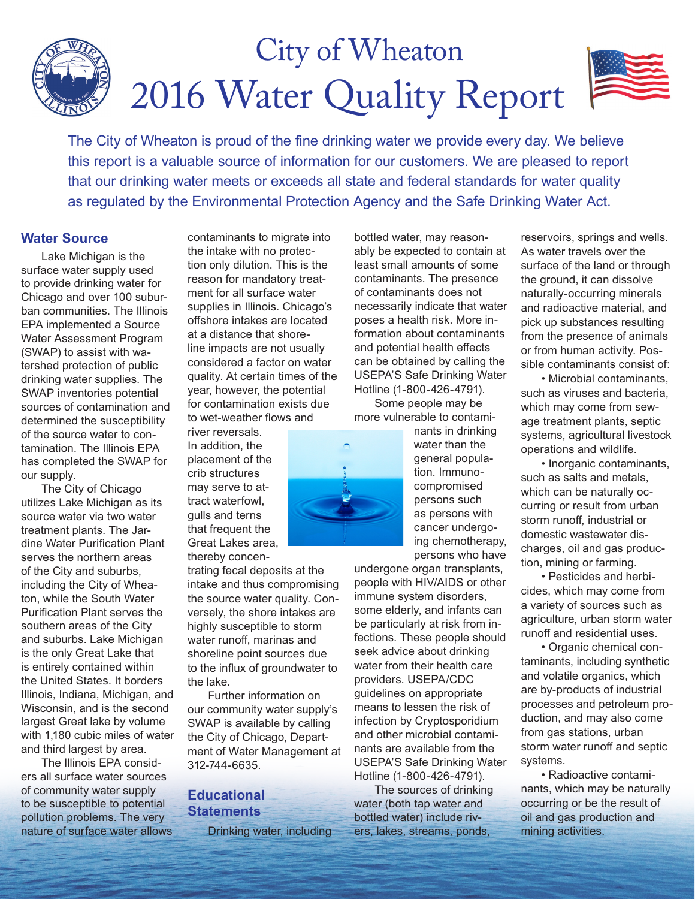# City of Wheaton 2016 Water Quality Report

The City of Wheaton is proud of the fine drinking water we provide every day. We believe this report is a valuable source of information for our customers. We are pleased to report that our drinking water meets or exceeds all state and federal standards for water quality as regulated by the Environmental Protection Agency and the Safe Drinking Water Act.

## Water Source

Lake Michigan is the surface water supply used to provide drinking water for Chicago and over 100 suburban communities. The Illinois EPA implemented a Source Water Assessment Program (SWAP) to assist with watershed protection of public drinking water supplies. The SWAP inventories potential sources of contamination and determined the susceptibility of the source water to contamination. The Illinois EPA has completed the SWAP for our supply.

The City of Chicago utilizes Lake Michigan as its source water via two water treatment plants. The Jardine Water Purification Plant serves the northern areas of the City and suburbs, including the City of Wheaton, while the South Water Purification Plant serves the southern areas of the City and suburbs. Lake Michigan is the only Great Lake that is entirely contained within the United States. It borders Illinois, Indiana, Michigan, and Wisconsin, and is the second largest Great lake by volume with 1,180 cubic miles of water and third largest by area.

The Illinois EPA considers all surface water sources of community water supply to be susceptible to potential pollution problems. The very nature of surface water allows contaminants to migrate into the intake with no protection only dilution. This is the reason for mandatory treatment for all surface water supplies in Illinois. Chicago's offshore intakes are located at a distance that shoreline impacts are not usually considered a factor on water quality. At certain times of the year, however, the potential for contamination exists due to wet-weather flows and river reversals. In addition, the placement of the crib structures may serve to attract waterfowl, gulls and terns that frequent the Great Lakes area, thereby concentrating fecal deposits at the intake and thus compromising the source water quality. Conversely, the shore intakes are highly susceptible to storm water runoff, marinas and shoreline point sources due to the influx of groundwater to the lake.

Further information on our community water supply's SWAP is available by calling the City of Chicago, Department of Water Management at 312-744-6635.

## Educational Statements

Drinking water, including bottled water, may reasonably be expected to contain at least small amounts of some contaminants. The presence of contaminants does not necessarily indicate that water poses a health risk. More information about contaminants and potential health effects can be obtained by calling the USEPA'S Safe Drinking Water Hotline (1-800-426-4791).

Some people may be more vulnerable to contaminants in drinking water than the general population. Immuno-compromised persons such as persons with cancer undergoing chemotherapy, persons who have undergone organ transplants, people with HIV/AIDS or other immune system disorders, some elderly, and infants can be particularly at risk from infections. These people should seek advice about drinking water from their health care providers. USEPA/CDC guidelines on appropriate means to lessen the risk of infection by Cryptosporidium and other microbial contaminants are available from the USEPA'S Safe Drinking Water Hotline (1-800-426-4791).

The sources of drinking water (both tap water and bottled water) include rivers, lakes, streams, ponds, reservoirs, springs and wells. As water travels over the surface of the land or through the ground, it can dissolve naturally-occurring minerals and radioactive material, and pick up substances resulting from the presence of animals or from human activity. Possible contaminants consist of:

- Microbial contaminants, such as viruses and bacteria, which may come from sewage treatment plants, septic systems, agricultural livestock operations and wildlife.
- Inorganic contaminants, such as salts and metals, which can be naturally occurring or result from urban storm runoff, industrial or domestic wastewater discharges, oil and gas production, mining or farming.
- Pesticides and herbicides, which may come from a variety of sources such as agriculture, urban storm water runoff and residential uses.
- Organic chemical contaminants, including synthetic and volatile organics, which are by-products of industrial processes and petroleum production, and may also come from gas stations, urban storm water runoff and septic systems.
- Radioactive contaminants, which may be naturally occurring or be the result of oil and gas production and mining activities.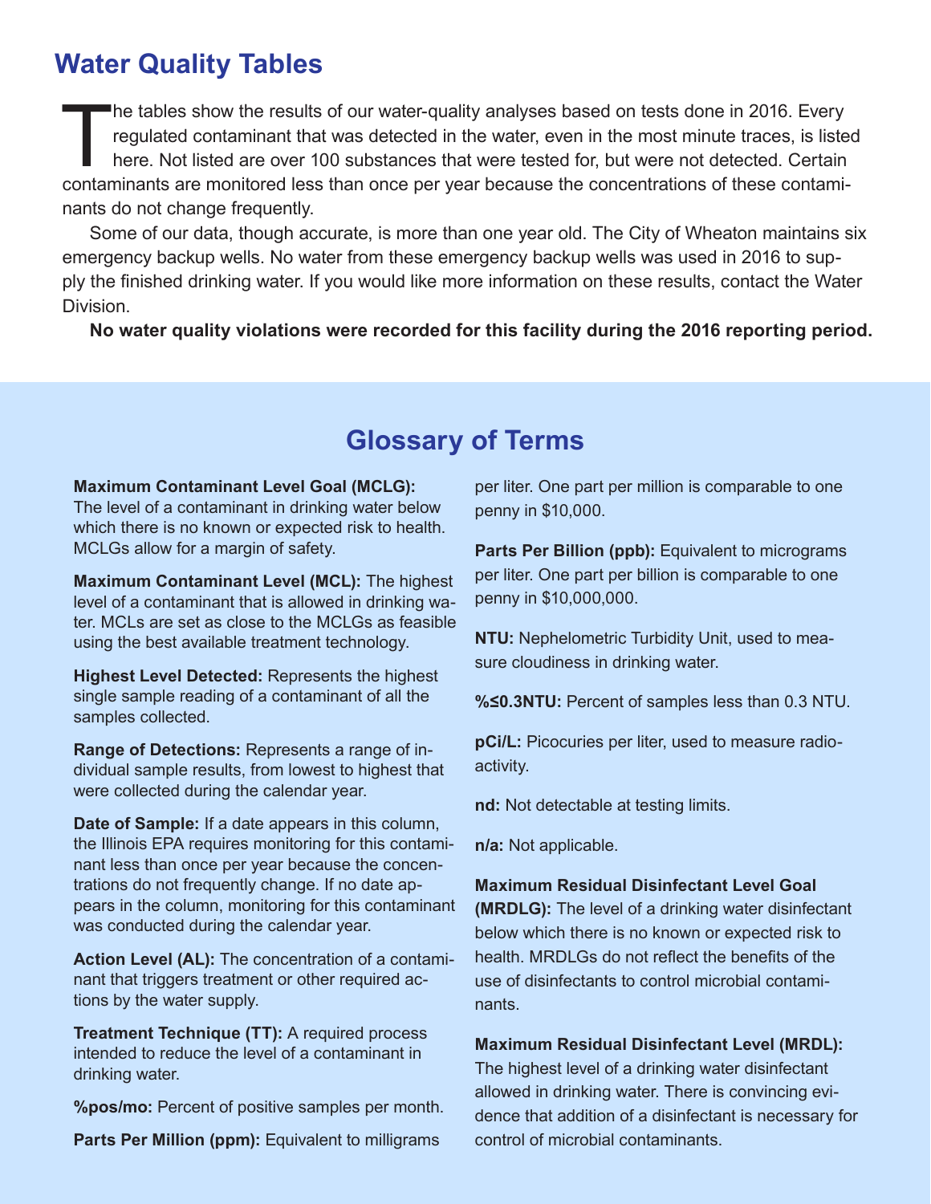# Water Quality Tables

The tables show the results of our water-quality analyses based on tests done in 2016. Every regulated contaminant that was detected in the water, even in the most minute traces, is listed here. Not listed are over 100 substances that were tested for, but were not detected. Certain contaminants are monitored less than once per year because the concentrations of these contaminants do not change frequently.

Some of our data, though accurate, is more than one year old. The City of Wheaton maintains six emergency backup wells. No water from these emergency backup wells was used in 2016 to supply the finished drinking water. If you would like more information on these results, contact the Water Division.

**No water quality violations were recorded for this facility during the 2016 reporting period.**

## Glossary of Terms

**Maximum Contaminant Level Goal (MCLG):** The level of a contaminant in drinking water below which there is no known or expected risk to health. MCLGs allow for a margin of safety.

**Maximum Contaminant Level (MCL):** The highest level of a contaminant that is allowed in drinking water. MCLs are set as close to the MCLGs as feasible using the best available treatment technology.

**Highest Level Detected:** Represents the highest single sample reading of a contaminant of all the samples collected.

**Range of Detections:** Represents a range of individual sample results, from lowest to highest that were collected during the calendar year.

**Date of Sample:** If a date appears in this column, the Illinois EPA requires monitoring for this contaminant less than once per year because the concentrations do not frequently change. If no date appears in the column, monitoring for this contaminant was conducted during the calendar year.

**Action Level (AL):** The concentration of a contaminant that triggers treatment or other required actions by the water supply.

**Treatment Technique (TT):** A required process intended to reduce the level of a contaminant in drinking water.

**%pos/mo:** Percent of positive samples per month.

**Parts Per Million (ppm):** Equivalent to milligrams per liter. One part per million is comparable to one penny in $10,000.

**Parts Per Billion (ppb):** Equivalent to micrograms per liter. One part per billion is comparable to one penny in $10,000,000.

**NTU:** Nephelometric Turbidity Unit, used to measure cloudiness in drinking water.

**%≤0.3NTU:** Percent of samples less than 0.3 NTU.

**pCi/L:** Picocuries per liter, used to measure radioactivity.

**nd:** Not detectable at testing limits.

**n/a:** Not applicable.

**Maximum Residual Disinfectant Level Goal (MRDLG):** The level of a drinking water disinfectant below which there is no known or expected risk to health. MRDLGs do not reflect the benefits of the use of disinfectants to control microbial contaminants.

**Maximum Residual Disinfectant Level (MRDL):** The highest level of a drinking water disinfectant allowed in drinking water. There is convincing evidence that addition of a disinfectant is necessary for control of microbial contaminants.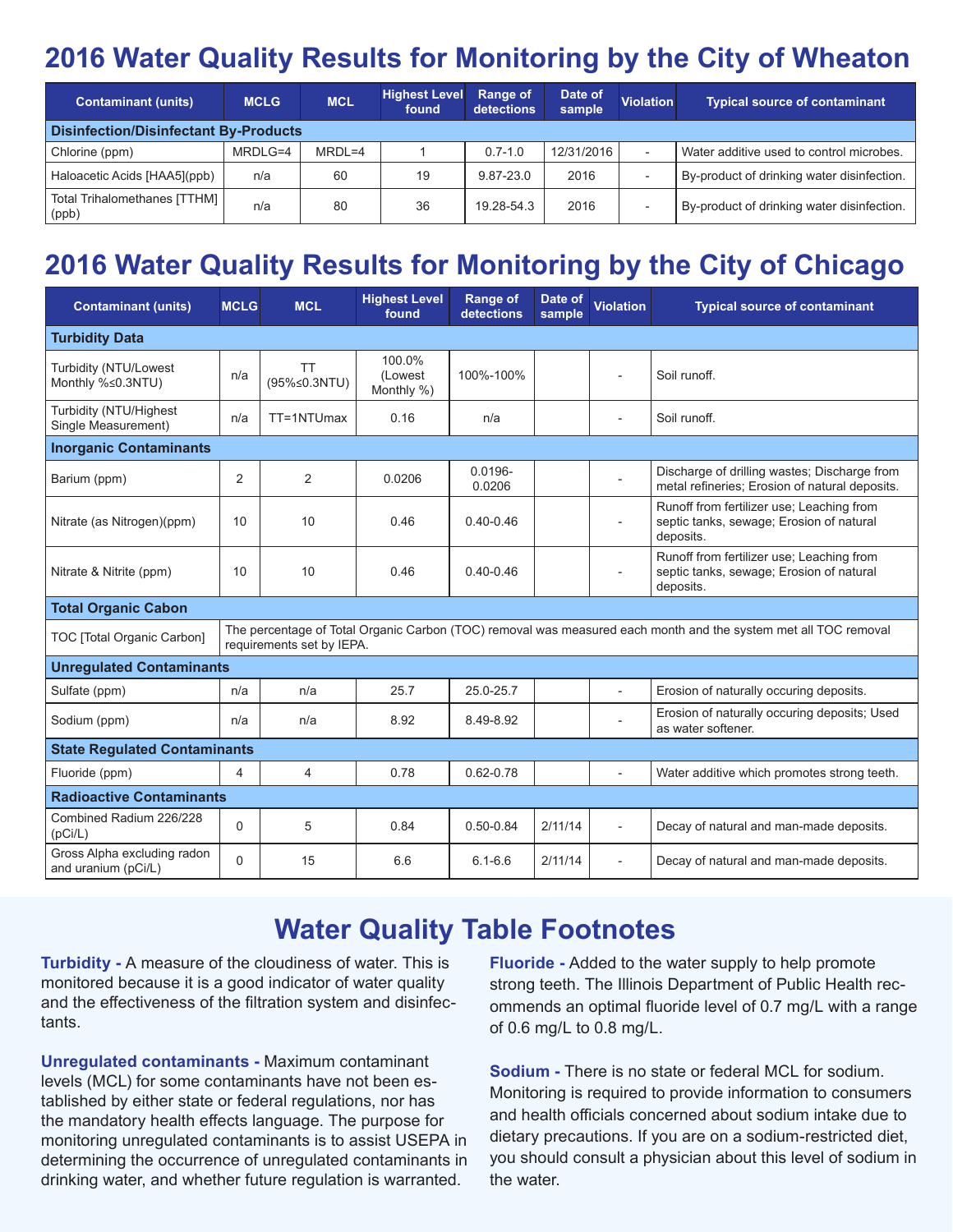# 2016 Water Quality Results for Monitoring by the City of Wheaton

| Contaminant (units) | MCLG | MCL | Highest Level found | Range of detections | Date of sample | Violation | Typical source of contaminant |
|---|---|---|---|---|---|---|---|
| **Disinfection/Disinfectant By-Products** | | | | | | | |
| Chlorine (ppm) | MRDLG=4 | MRDL=4 | 1 | 0.7-1.0 | 12/31/2016 | - | Water additive used to control microbes. |
| Haloacetic Acids [HAA5](ppb) | n/a | 60 | 19 | 9.87-23.0 | 2016 | - | By-product of drinking water disinfection. |
| Total Trihalomethanes [TTHM] (ppb) | n/a | 80 | 36 | 19.28-54.3 | 2016 | - | By-product of drinking water disinfection. |

# 2016 Water Quality Results for Monitoring by the City of Chicago

| Contaminant (units) | MCLG | MCL | Highest Level found | Range of detections | Date of sample | Violation | Typical source of contaminant |
|---|---|---|---|---|---|---|---|
| **Turbidity Data** | | | | | | | |
| Turbidity (NTU/Lowest Monthly %≤0.3NTU) | n/a | TT (95%≤0.3NTU) | 100.0% (Lowest Monthly %) | 100%-100% | | - | Soil runoff. |
| Turbidity (NTU/Highest Single Measurement) | n/a | TT=1NTUmax | 0.16 | n/a | | - | Soil runoff. |
| **Inorganic Contaminants** | | | | | | | |
| Barium (ppm) | 2 | 2 | 0.0206 | 0.0196-0.0206 | | - | Discharge of drilling wastes; Discharge from metal refineries; Erosion of natural deposits. |
| Nitrate (as Nitrogen)(ppm) | 10 | 10 | 0.46 | 0.40-0.46 | | - | Runoff from fertilizer use; Leaching from septic tanks, sewage; Erosion of natural deposits. |
| Nitrate & Nitrite (ppm) | 10 | 10 | 0.46 | 0.40-0.46 | | - | Runoff from fertilizer use; Leaching from septic tanks, sewage; Erosion of natural deposits. |
| **Total Organic Cabon** | | | | | | | |
| TOC [Total Organic Carbon] | The percentage of Total Organic Carbon (TOC) removal was measured each month and the system met all TOC removal requirements set by IEPA. | | | | | | |
| **Unregulated Contaminants** | | | | | | | |
| Sulfate (ppm) | n/a | n/a | 25.7 | 25.0-25.7 | | - | Erosion of naturally occuring deposits. |
| Sodium (ppm) | n/a | n/a | 8.92 | 8.49-8.92 | | - | Erosion of naturally occuring deposits; Used as water softener. |
| **State Regulated Contaminants** | | | | | | | |
| Fluoride (ppm) | 4 | 4 | 0.78 | 0.62-0.78 | | - | Water additive which promotes strong teeth. |
| **Radioactive Contaminants** | | | | | | | |
| Combined Radium 226/228 (pCi/L) | 0 | 5 | 0.84 | 0.50-0.84 | 2/11/14 | - | Decay of natural and man-made deposits. |
| Gross Alpha excluding radon and uranium (pCi/L) | 0 | 15 | 6.6 | 6.1-6.6 | 2/11/14 | - | Decay of natural and man-made deposits. |

## Water Quality Table Footnotes

**Turbidity -** A measure of the cloudiness of water. This is monitored because it is a good indicator of water quality and the effectiveness of the filtration system and disinfectants.

**Unregulated contaminants -** Maximum contaminant levels (MCL) for some contaminants have not been established by either state or federal regulations, nor has the mandatory health effects language. The purpose for monitoring unregulated contaminants is to assist USEPA in determining the occurrence of unregulated contaminants in drinking water, and whether future regulation is warranted.

**Fluoride -** Added to the water supply to help promote strong teeth. The Illinois Department of Public Health recommends an optimal fluoride level of 0.7 mg/L with a range of 0.6 mg/L to 0.8 mg/L.

**Sodium -** There is no state or federal MCL for sodium. Monitoring is required to provide information to consumers and health officials concerned about sodium intake due to dietary precautions. If you are on a sodium-restricted diet, you should consult a physician about this level of sodium in the water.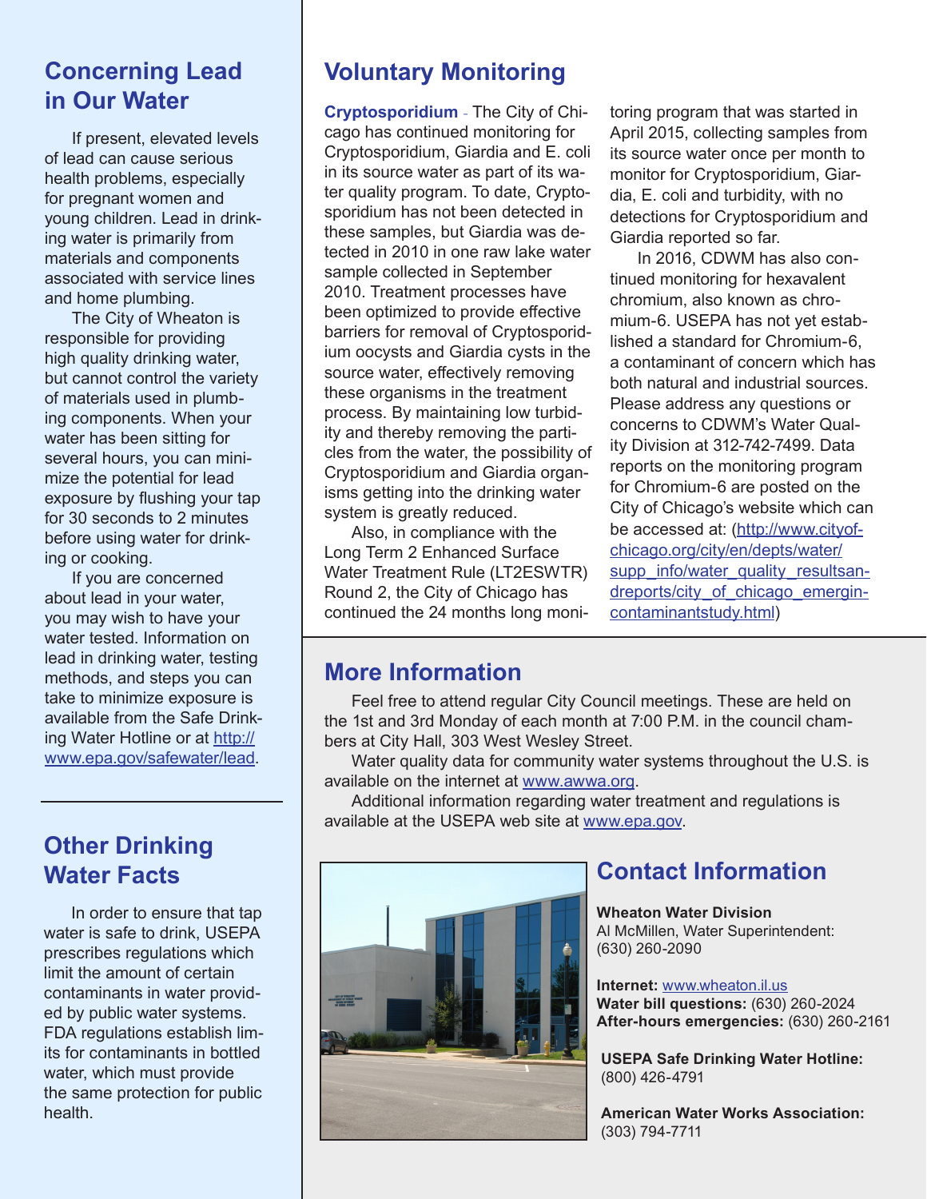## Concerning Lead in Our Water

If present, elevated levels of lead can cause serious health problems, especially for pregnant women and young children. Lead in drinking water is primarily from materials and components associated with service lines and home plumbing.

The City of Wheaton is responsible for providing high quality drinking water, but cannot control the variety of materials used in plumbing components. When your water has been sitting for several hours, you can minimize the potential for lead exposure by flushing your tap for 30 seconds to 2 minutes before using water for drinking or cooking.

If you are concerned about lead in your water, you may wish to have your water tested. Information on lead in drinking water, testing methods, and steps you can take to minimize exposure is available from the Safe Drinking Water Hotline or at http://www.epa.gov/safewater/lead.

## Other Drinking Water Facts

In order to ensure that tap water is safe to drink, USEPA prescribes regulations which limit the amount of certain contaminants in water provided by public water systems. FDA regulations establish limits for contaminants in bottled water, which must provide the same protection for public health.

## Voluntary Monitoring

**Cryptosporidium** - The City of Chicago has continued monitoring for Cryptosporidium, Giardia and E. coli in its source water as part of its water quality program. To date, Cryptosporidium has not been detected in these samples, but Giardia was detected in 2010 in one raw lake water sample collected in September 2010. Treatment processes have been optimized to provide effective barriers for removal of Cryptosporidium oocysts and Giardia cysts in the source water, effectively removing these organisms in the treatment process. By maintaining low turbidity and thereby removing the particles from the water, the possibility of Cryptosporidium and Giardia organisms getting into the drinking water system is greatly reduced.

Also, in compliance with the Long Term 2 Enhanced Surface Water Treatment Rule (LT2ESWTR) Round 2, the City of Chicago has continued the 24 months long monitoring program that was started in April 2015, collecting samples from its source water once per month to monitor for Cryptosporidium, Giardia, E. coli and turbidity, with no detections for Cryptosporidium and Giardia reported so far.

In 2016, CDWM has also continued monitoring for hexavalent chromium, also known as chromium-6. USEPA has not yet established a standard for Chromium-6, a contaminant of concern which has both natural and industrial sources. Please address any questions or concerns to CDWM's Water Quality Division at 312-742-7499. Data reports on the monitoring program for Chromium-6 are posted on the City of Chicago's website which can be accessed at: (http://www.cityofchicago.org/city/en/depts/water/supp_info/water_quality_resultsandreports/city_of_chicago_emergincontaminantstudy.html)

## More Information

Feel free to attend regular City Council meetings. These are held on the 1st and 3rd Monday of each month at 7:00 P.M. in the council chambers at City Hall, 303 West Wesley Street.

Water quality data for community water systems throughout the U.S. is available on the internet at www.awwa.org.

Additional information regarding water treatment and regulations is available at the USEPA web site at www.epa.gov.

## Contact Information

**Wheaton Water Division**
Al McMillen, Water Superintendent:
(630) 260-2090

**Internet:** www.wheaton.il.us
**Water bill questions:** (630) 260-2024
**After-hours emergencies:** (630) 260-2161

**USEPA Safe Drinking Water Hotline:**
(800) 426-4791

**American Water Works Association:**
(303) 794-7711